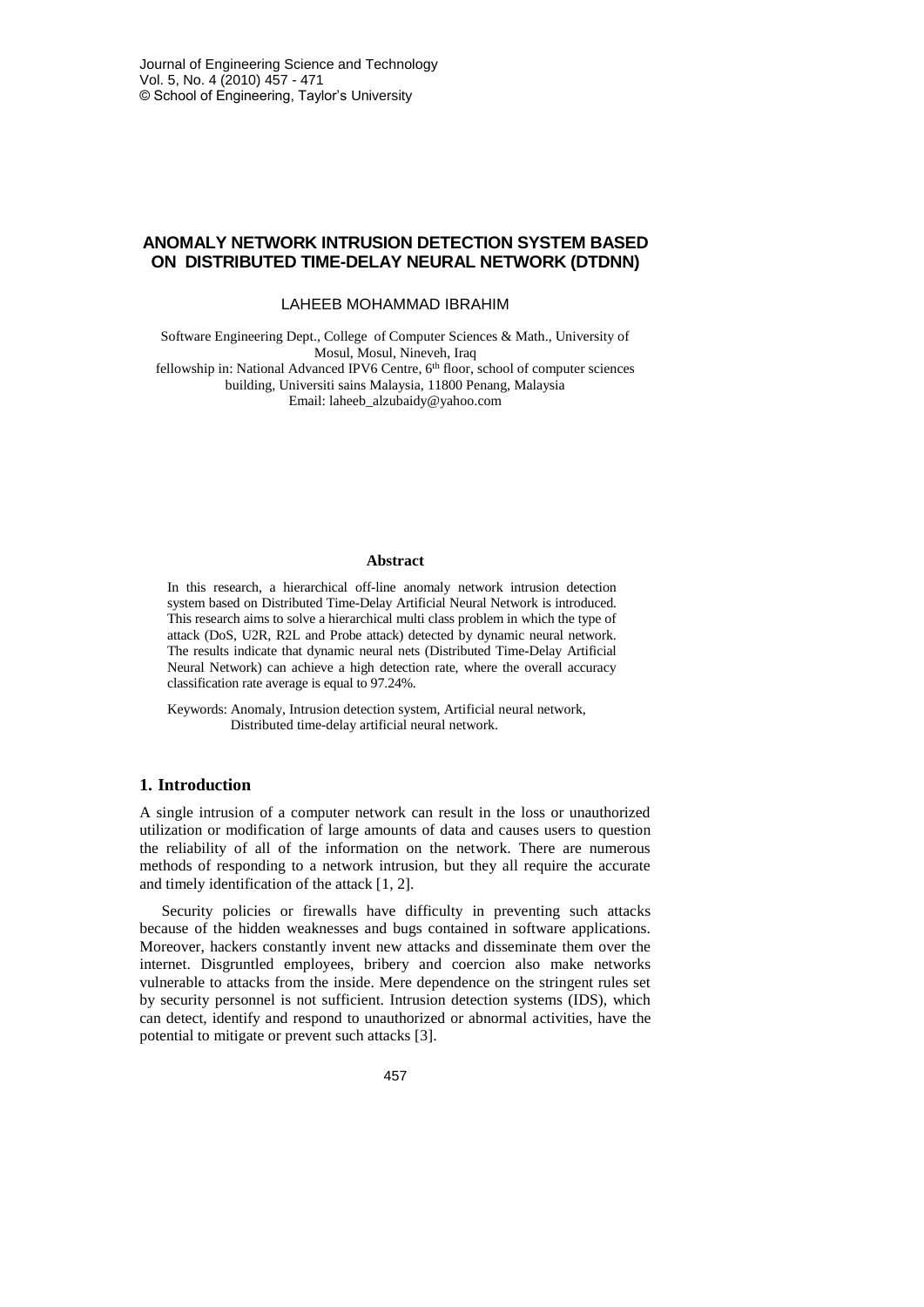# ANOMALY NETWORK INTRUSION DETECTION SYSTEM BASED ON DISTRIBUTED TIME-DELAY NEURAL NETWORK (DTDNN)

LAHEEB MOHAMMAD IBRAHIM

Software Engineering Dept., College of Computer Sciences & Math., University of Mosul, Mosul, Nineveh, Iraq
fellowship in: National Advanced IPV6 Centre, 6th floor, school of computer sciences building, Universiti sains Malaysia, 11800 Penang, Malaysia
Email: laheeb_alzubaidy@yahoo.com

**Abstract**

In this research, a hierarchical off-line anomaly network intrusion detection system based on Distributed Time-Delay Artificial Neural Network is introduced. This research aims to solve a hierarchical multi class problem in which the type of attack (DoS, U2R, R2L and Probe attack) detected by dynamic neural network. The results indicate that dynamic neural nets (Distributed Time-Delay Artificial Neural Network) can achieve a high detection rate, where the overall accuracy classification rate average is equal to 97.24%.

Keywords: Anomaly, Intrusion detection system, Artificial neural network, Distributed time-delay artificial neural network.

## 1. Introduction

A single intrusion of a computer network can result in the loss or unauthorized utilization or modification of large amounts of data and causes users to question the reliability of all of the information on the network. There are numerous methods of responding to a network intrusion, but they all require the accurate and timely identification of the attack [1, 2].

Security policies or firewalls have difficulty in preventing such attacks because of the hidden weaknesses and bugs contained in software applications. Moreover, hackers constantly invent new attacks and disseminate them over the internet. Disgruntled employees, bribery and coercion also make networks vulnerable to attacks from the inside. Mere dependence on the stringent rules set by security personnel is not sufficient. Intrusion detection systems (IDS), which can detect, identify and respond to unauthorized or abnormal activities, have the potential to mitigate or prevent such attacks [3].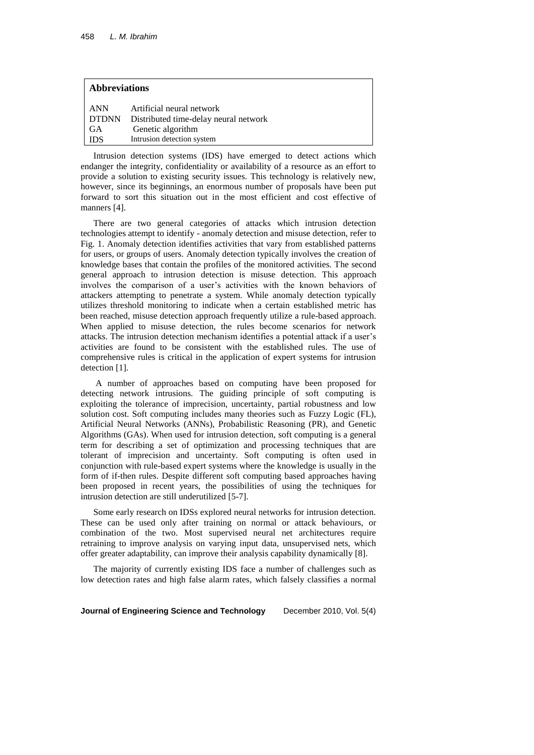| Abbreviations | |
|---|---|
| ANN | Artificial neural network |
| DTDNN | Distributed time-delay neural network |
| GA | Genetic algorithm |
| IDS | Intrusion detection system |

Intrusion detection systems (IDS) have emerged to detect actions which endanger the integrity, confidentiality or availability of a resource as an effort to provide a solution to existing security issues. This technology is relatively new, however, since its beginnings, an enormous number of proposals have been put forward to sort this situation out in the most efficient and cost effective of manners [4].

There are two general categories of attacks which intrusion detection technologies attempt to identify - anomaly detection and misuse detection, refer to Fig. 1. Anomaly detection identifies activities that vary from established patterns for users, or groups of users. Anomaly detection typically involves the creation of knowledge bases that contain the profiles of the monitored activities. The second general approach to intrusion detection is misuse detection. This approach involves the comparison of a user's activities with the known behaviors of attackers attempting to penetrate a system. While anomaly detection typically utilizes threshold monitoring to indicate when a certain established metric has been reached, misuse detection approach frequently utilize a rule-based approach. When applied to misuse detection, the rules become scenarios for network attacks. The intrusion detection mechanism identifies a potential attack if a user's activities are found to be consistent with the established rules. The use of comprehensive rules is critical in the application of expert systems for intrusion detection [1].

A number of approaches based on computing have been proposed for detecting network intrusions. The guiding principle of soft computing is exploiting the tolerance of imprecision, uncertainty, partial robustness and low solution cost. Soft computing includes many theories such as Fuzzy Logic (FL), Artificial Neural Networks (ANNs), Probabilistic Reasoning (PR), and Genetic Algorithms (GAs). When used for intrusion detection, soft computing is a general term for describing a set of optimization and processing techniques that are tolerant of imprecision and uncertainty. Soft computing is often used in conjunction with rule-based expert systems where the knowledge is usually in the form of if-then rules. Despite different soft computing based approaches having been proposed in recent years, the possibilities of using the techniques for intrusion detection are still underutilized [5-7].

Some early research on IDSs explored neural networks for intrusion detection. These can be used only after training on normal or attack behaviours, or combination of the two. Most supervised neural net architectures require retraining to improve analysis on varying input data, unsupervised nets, which offer greater adaptability, can improve their analysis capability dynamically [8].

The majority of currently existing IDS face a number of challenges such as low detection rates and high false alarm rates, which falsely classifies a normal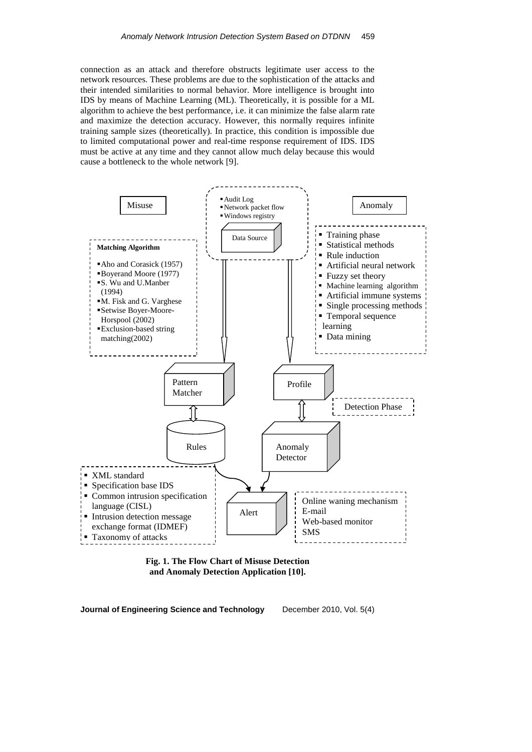connection as an attack and therefore obstructs legitimate user access to the network resources. These problems are due to the sophistication of the attacks and their intended similarities to normal behavior. More intelligence is brought into IDS by means of Machine Learning (ML). Theoretically, it is possible for a ML algorithm to achieve the best performance, i.e. it can minimize the false alarm rate and maximize the detection accuracy. However, this normally requires infinite training sample sizes (theoretically). In practice, this condition is impossible due to limited computational power and real-time response requirement of IDS. IDS must be active at any time and they cannot allow much delay because this would cause a bottleneck to the whole network [9].

Misuse

Anomaly

- Audit Log
- Network packet flow
- Windows registry

Data Source

**Matching Algorithm**

- Aho and Corasick (1957)
- Boyerand Moore (1977)
- S. Wu and U.Manber (1994)
- M. Fisk and G. Varghese
- Setwise Boyer-Moore-Horspool (2002)
- Exclusion-based string matching(2002)

- Training phase
- Statistical methods
- Rule induction
- Artificial neural network
- Fuzzy set theory
- Machine learning algorithm
- Artificial immune systems
- Single processing methods
- Temporal sequence learning
- Data mining

Pattern Matcher

Profile

Detection Phase

Rules

Anomaly Detector

- XML standard
- Specification base IDS
- Common intrusion specification language (CISL)
- Intrusion detection message exchange format (IDMEF)
- Taxonomy of attacks

Alert

Online waning mechanism
E-mail
Web-based monitor
SMS

**Fig. 1. The Flow Chart of Misuse Detection and Anomaly Detection Application [10].**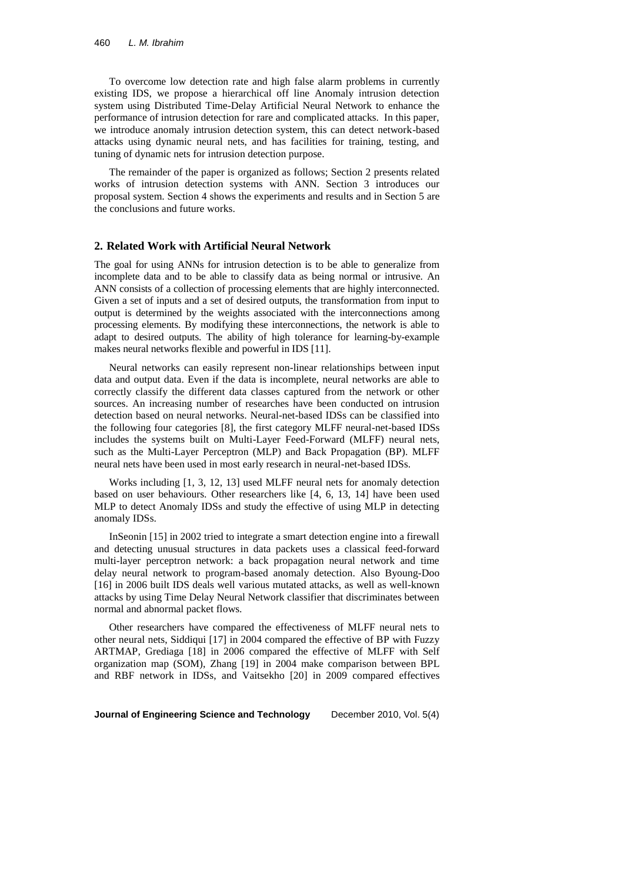To overcome low detection rate and high false alarm problems in currently existing IDS, we propose a hierarchical off line Anomaly intrusion detection system using Distributed Time-Delay Artificial Neural Network to enhance the performance of intrusion detection for rare and complicated attacks. In this paper, we introduce anomaly intrusion detection system, this can detect network-based attacks using dynamic neural nets, and has facilities for training, testing, and tuning of dynamic nets for intrusion detection purpose.

The remainder of the paper is organized as follows; Section 2 presents related works of intrusion detection systems with ANN. Section 3 introduces our proposal system. Section 4 shows the experiments and results and in Section 5 are the conclusions and future works.

## 2. Related Work with Artificial Neural Network

The goal for using ANNs for intrusion detection is to be able to generalize from incomplete data and to be able to classify data as being normal or intrusive. An ANN consists of a collection of processing elements that are highly interconnected. Given a set of inputs and a set of desired outputs, the transformation from input to output is determined by the weights associated with the interconnections among processing elements. By modifying these interconnections, the network is able to adapt to desired outputs. The ability of high tolerance for learning-by-example makes neural networks flexible and powerful in IDS [11].

Neural networks can easily represent non-linear relationships between input data and output data. Even if the data is incomplete, neural networks are able to correctly classify the different data classes captured from the network or other sources. An increasing number of researches have been conducted on intrusion detection based on neural networks. Neural-net-based IDSs can be classified into the following four categories [8], the first category MLFF neural-net-based IDSs includes the systems built on Multi-Layer Feed-Forward (MLFF) neural nets, such as the Multi-Layer Perceptron (MLP) and Back Propagation (BP). MLFF neural nets have been used in most early research in neural-net-based IDSs.

Works including [1, 3, 12, 13] used MLFF neural nets for anomaly detection based on user behaviours. Other researchers like [4, 6, 13, 14] have been used MLP to detect Anomaly IDSs and study the effective of using MLP in detecting anomaly IDSs.

InSeonin [15] in 2002 tried to integrate a smart detection engine into a firewall and detecting unusual structures in data packets uses a classical feed-forward multi-layer perceptron network: a back propagation neural network and time delay neural network to program-based anomaly detection. Also Byoung-Doo [16] in 2006 built IDS deals well various mutated attacks, as well as well-known attacks by using Time Delay Neural Network classifier that discriminates between normal and abnormal packet flows.

Other researchers have compared the effectiveness of MLFF neural nets to other neural nets, Siddiqui [17] in 2004 compared the effective of BP with Fuzzy ARTMAP, Grediaga [18] in 2006 compared the effective of MLFF with Self organization map (SOM), Zhang [19] in 2004 make comparison between BPL and RBF network in IDSs, and Vaitsekho [20] in 2009 compared effectives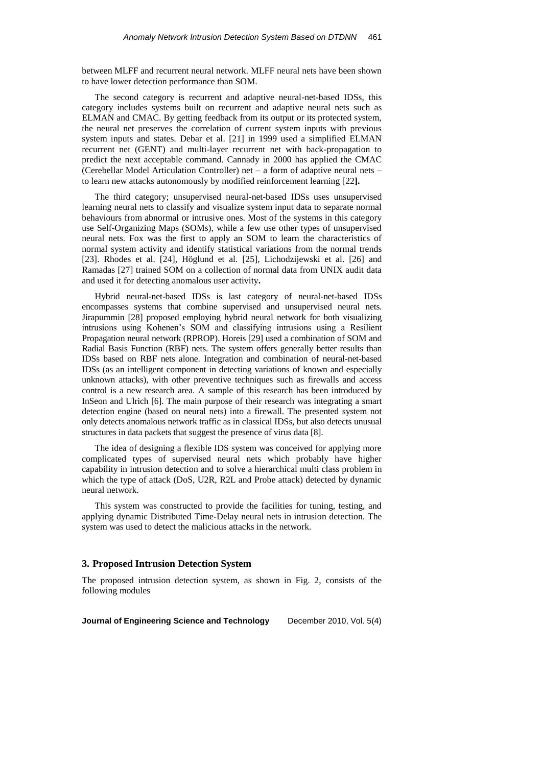between MLFF and recurrent neural network. MLFF neural nets have been shown to have lower detection performance than SOM.

The second category is recurrent and adaptive neural-net-based IDSs, this category includes systems built on recurrent and adaptive neural nets such as ELMAN and CMAC. By getting feedback from its output or its protected system, the neural net preserves the correlation of current system inputs with previous system inputs and states. Debar et al. [21] in 1999 used a simplified ELMAN recurrent net (GENT) and multi-layer recurrent net with back-propagation to predict the next acceptable command. Cannady in 2000 has applied the CMAC (Cerebellar Model Articulation Controller) net – a form of adaptive neural nets – to learn new attacks autonomously by modified reinforcement learning [22**].**

The third category; unsupervised neural-net-based IDSs uses unsupervised learning neural nets to classify and visualize system input data to separate normal behaviours from abnormal or intrusive ones. Most of the systems in this category use Self-Organizing Maps (SOMs), while a few use other types of unsupervised neural nets. Fox was the first to apply an SOM to learn the characteristics of normal system activity and identify statistical variations from the normal trends [23]. Rhodes et al. [24], Höglund et al. [25], Lichodzijewski et al. [26] and Ramadas [27] trained SOM on a collection of normal data from UNIX audit data and used it for detecting anomalous user activity**.**

Hybrid neural-net-based IDSs is last category of neural-net-based IDSs encompasses systems that combine supervised and unsupervised neural nets. Jirapummin [28] proposed employing hybrid neural network for both visualizing intrusions using Kohenen's SOM and classifying intrusions using a Resilient Propagation neural network (RPROP). Horeis [29] used a combination of SOM and Radial Basis Function (RBF) nets. The system offers generally better results than IDSs based on RBF nets alone. Integration and combination of neural-net-based IDSs (as an intelligent component in detecting variations of known and especially unknown attacks), with other preventive techniques such as firewalls and access control is a new research area. A sample of this research has been introduced by InSeon and Ulrich [6]. The main purpose of their research was integrating a smart detection engine (based on neural nets) into a firewall. The presented system not only detects anomalous network traffic as in classical IDSs, but also detects unusual structures in data packets that suggest the presence of virus data [8].

The idea of designing a flexible IDS system was conceived for applying more complicated types of supervised neural nets which probably have higher capability in intrusion detection and to solve a hierarchical multi class problem in which the type of attack (DoS, U2R, R2L and Probe attack) detected by dynamic neural network.

This system was constructed to provide the facilities for tuning, testing, and applying dynamic Distributed Time-Delay neural nets in intrusion detection. The system was used to detect the malicious attacks in the network.

## 3. Proposed Intrusion Detection System

The proposed intrusion detection system, as shown in Fig. 2, consists of the following modules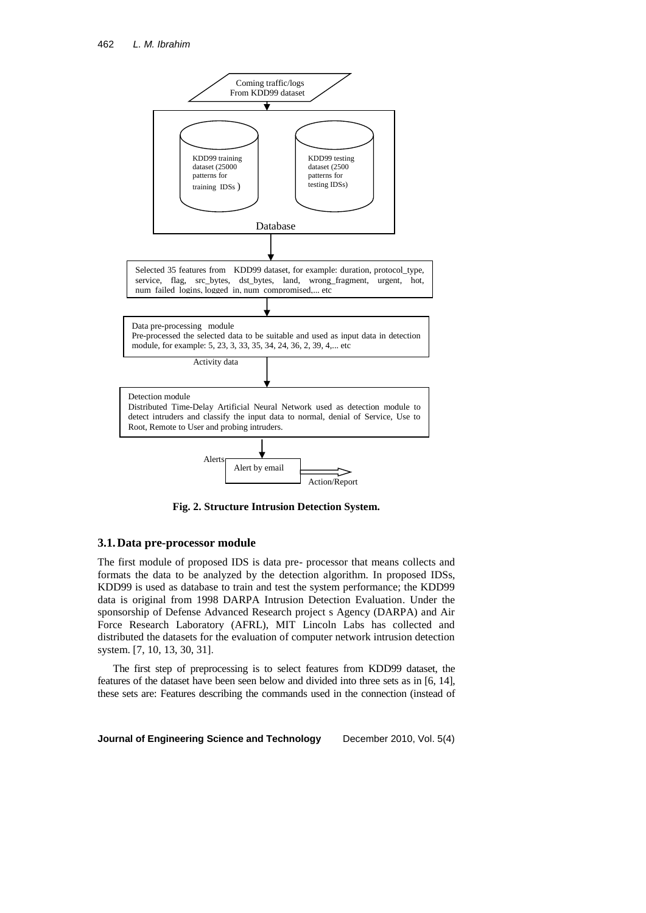Coming traffic/logs
From KDD99 dataset

KDD99 training dataset (25000 patterns for training IDSs)

KDD99 testing dataset (2500 patterns for testing IDSs)

Database

Selected 35 features from KDD99 dataset, for example: duration, protocol_type, service, flag, src_bytes, dst_bytes, land, wrong_fragment, urgent, hot, num_failed_logins, logged_in, num_compromised,... etc

Data pre-processing module
Pre-processed the selected data to be suitable and used as input data in detection module, for example: 5, 23, 3, 33, 35, 34, 24, 36, 2, 39, 4,... etc

Activity data

Detection module
Distributed Time-Delay Artificial Neural Network used as detection module to detect intruders and classify the input data to normal, denial of Service, Use to Root, Remote to User and probing intruders.

Alerts

Alert by email

Action/Report

**Fig. 2. Structure Intrusion Detection System.**

### 3.1. Data pre-processor module

The first module of proposed IDS is data pre- processor that means collects and formats the data to be analyzed by the detection algorithm. In proposed IDSs, KDD99 is used as database to train and test the system performance; the KDD99 data is original from 1998 DARPA Intrusion Detection Evaluation. Under the sponsorship of Defense Advanced Research project s Agency (DARPA) and Air Force Research Laboratory (AFRL), MIT Lincoln Labs has collected and distributed the datasets for the evaluation of computer network intrusion detection system. [7, 10, 13, 30, 31].

The first step of preprocessing is to select features from KDD99 dataset, the features of the dataset have been seen below and divided into three sets as in [6, 14], these sets are: Features describing the commands used in the connection (instead of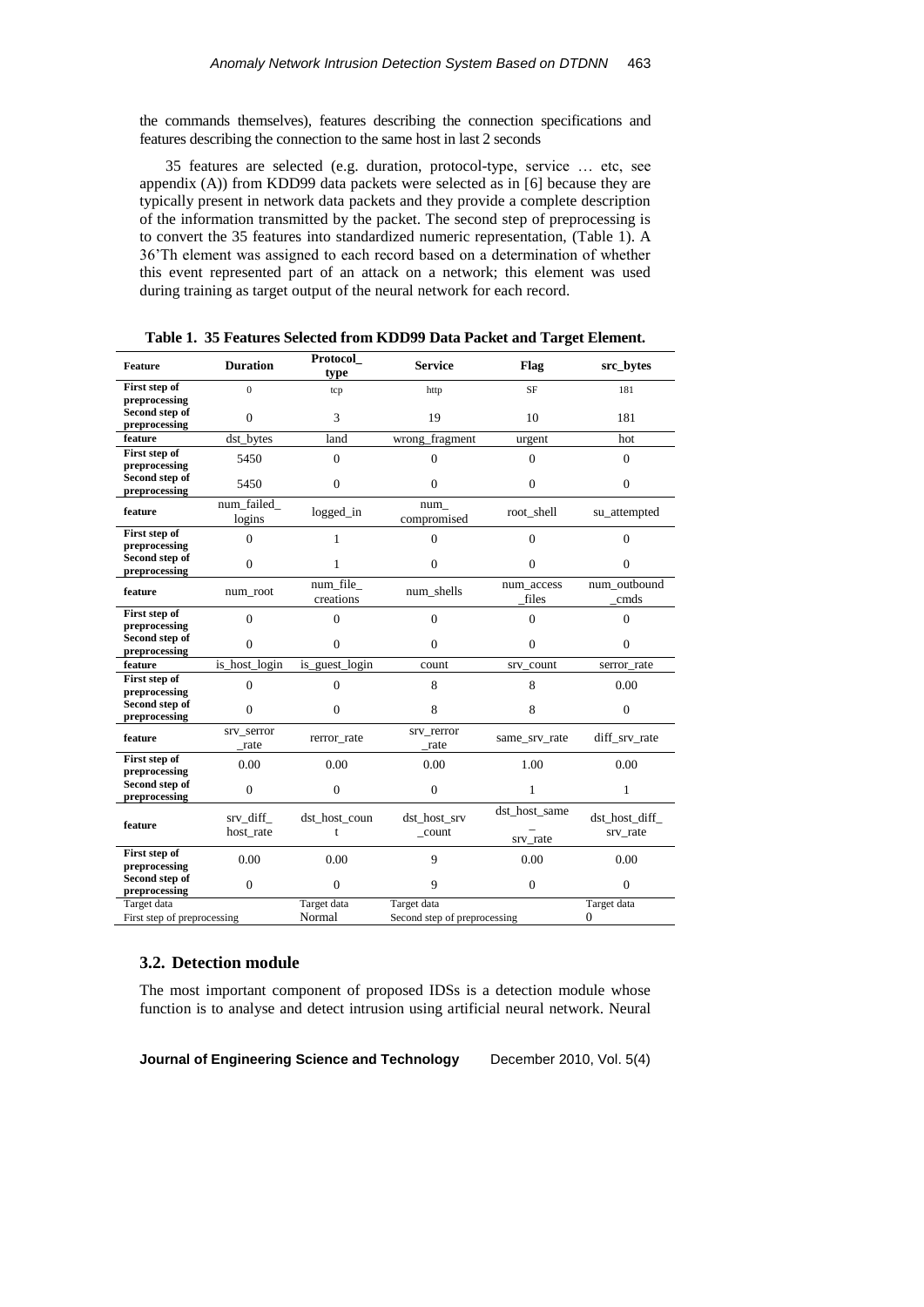the commands themselves), features describing the connection specifications and features describing the connection to the same host in last 2 seconds

35 features are selected (e.g. duration, protocol-type, service … etc, see appendix (A)) from KDD99 data packets were selected as in [6] because they are typically present in network data packets and they provide a complete description of the information transmitted by the packet. The second step of preprocessing is to convert the 35 features into standardized numeric representation, (Table 1). A 36'Th element was assigned to each record based on a determination of whether this event represented part of an attack on a network; this element was used during training as target output of the neural network for each record.

**Table 1. 35 Features Selected from KDD99 Data Packet and Target Element.**

| Feature | Duration | Protocol_type | Service | Flag | src_bytes |
|---|---|---|---|---|---|
| **First step of preprocessing** | 0 | tcp | http | SF | 181 |
| **Second step of preprocessing** | 0 | 3 | 19 | 10 | 181 |
| **feature** | dst_bytes | land | wrong_fragment | urgent | hot |
| **First step of preprocessing** | 5450 | 0 | 0 | 0 | 0 |
| **Second step of preprocessing** | 5450 | 0 | 0 | 0 | 0 |
| **feature** | num_failed_logins | logged_in | num_compromised | root_shell | su_attempted |
| **First step of preprocessing** | 0 | 1 | 0 | 0 | 0 |
| **Second step of preprocessing** | 0 | 1 | 0 | 0 | 0 |
| **feature** | num_root | num_file_creations | num_shells | num_access_files | num_outbound_cmds |
| **First step of preprocessing** | 0 | 0 | 0 | 0 | 0 |
| **Second step of preprocessing** | 0 | 0 | 0 | 0 | 0 |
| **feature** | is_host_login | is_guest_login | count | srv_count | serror_rate |
| **First step of preprocessing** | 0 | 0 | 8 | 8 | 0.00 |
| **Second step of preprocessing** | 0 | 0 | 8 | 8 | 0 |
| **feature** | srv_serror_rate | rerror_rate | srv_rerror_rate | same_srv_rate | diff_srv_rate |
| **First step of preprocessing** | 0.00 | 0.00 | 0.00 | 1.00 | 0.00 |
| **Second step of preprocessing** | 0 | 0 | 0 | 1 | 1 |
| **feature** | srv_diff_host_rate | dst_host_count | dst_host_srv_count | dst_host_same_srv_rate | dst_host_diff_srv_rate |
| **First step of preprocessing** | 0.00 | 0.00 | 9 | 0.00 | 0.00 |
| **Second step of preprocessing** | 0 | 0 | 9 | 0 | 0 |
| Target data First step of preprocessing | | Target data Normal | Target data Second step of preprocessing | | Target data 0 |

### 3.2. Detection module

The most important component of proposed IDSs is a detection module whose function is to analyse and detect intrusion using artificial neural network. Neural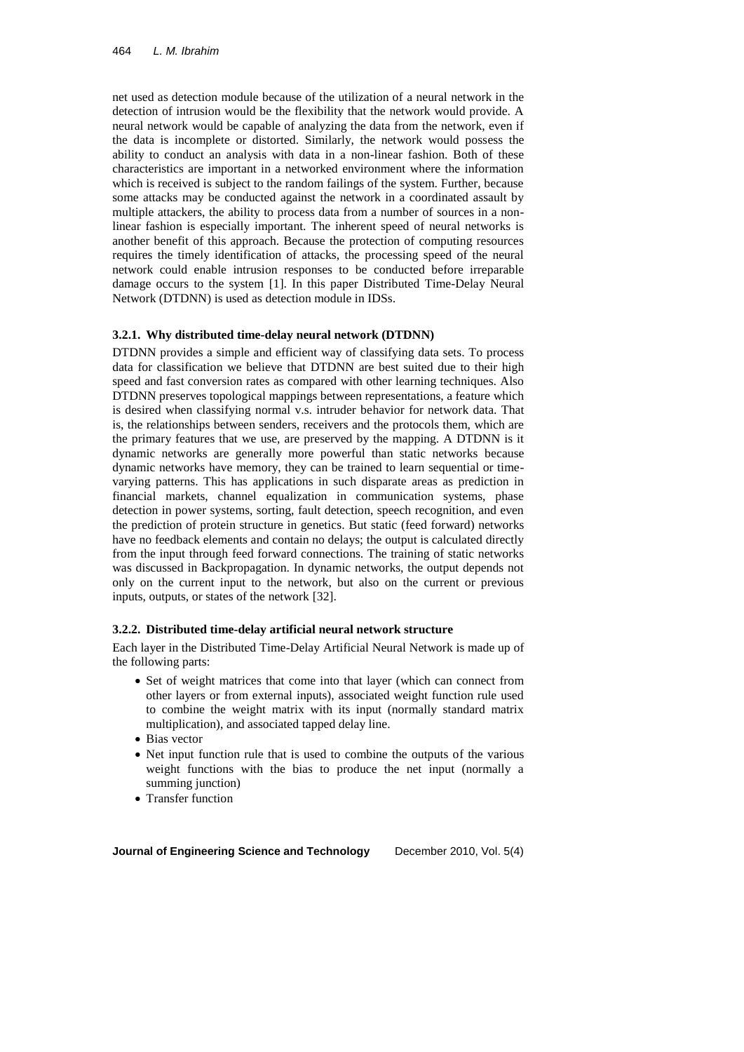net used as detection module because of the utilization of a neural network in the detection of intrusion would be the flexibility that the network would provide. A neural network would be capable of analyzing the data from the network, even if the data is incomplete or distorted. Similarly, the network would possess the ability to conduct an analysis with data in a non-linear fashion. Both of these characteristics are important in a networked environment where the information which is received is subject to the random failings of the system. Further, because some attacks may be conducted against the network in a coordinated assault by multiple attackers, the ability to process data from a number of sources in a non-linear fashion is especially important. The inherent speed of neural networks is another benefit of this approach. Because the protection of computing resources requires the timely identification of attacks, the processing speed of the neural network could enable intrusion responses to be conducted before irreparable damage occurs to the system [1]. In this paper Distributed Time-Delay Neural Network (DTDNN) is used as detection module in IDSs.

### 3.2.1. Why distributed time-delay neural network (DTDNN)

DTDNN provides a simple and efficient way of classifying data sets. To process data for classification we believe that DTDNN are best suited due to their high speed and fast conversion rates as compared with other learning techniques. Also DTDNN preserves topological mappings between representations, a feature which is desired when classifying normal v.s. intruder behavior for network data. That is, the relationships between senders, receivers and the protocols them, which are the primary features that we use, are preserved by the mapping. A DTDNN is it dynamic networks are generally more powerful than static networks because dynamic networks have memory, they can be trained to learn sequential or time-varying patterns. This has applications in such disparate areas as prediction in financial markets, channel equalization in communication systems, phase detection in power systems, sorting, fault detection, speech recognition, and even the prediction of protein structure in genetics. But static (feed forward) networks have no feedback elements and contain no delays; the output is calculated directly from the input through feed forward connections. The training of static networks was discussed in Backpropagation. In dynamic networks, the output depends not only on the current input to the network, but also on the current or previous inputs, outputs, or states of the network [32].

### 3.2.2. Distributed time-delay artificial neural network structure

Each layer in the Distributed Time-Delay Artificial Neural Network is made up of the following parts:

- Set of weight matrices that come into that layer (which can connect from other layers or from external inputs), associated weight function rule used to combine the weight matrix with its input (normally standard matrix multiplication), and associated tapped delay line.
- Bias vector
- Net input function rule that is used to combine the outputs of the various weight functions with the bias to produce the net input (normally a summing junction)
- Transfer function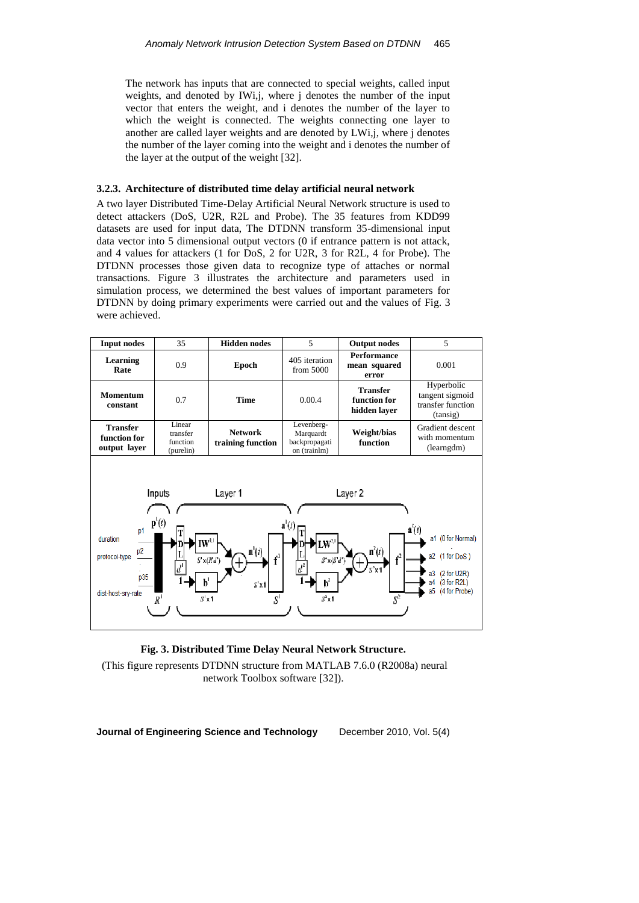The network has inputs that are connected to special weights, called input weights, and denoted by IWi,j, where j denotes the number of the input vector that enters the weight, and i denotes the number of the layer to which the weight is connected. The weights connecting one layer to another are called layer weights and are denoted by LWi,j, where j denotes the number of the layer coming into the weight and i denotes the number of the layer at the output of the weight [32].

### 3.2.3. Architecture of distributed time delay artificial neural network

A two layer Distributed Time-Delay Artificial Neural Network structure is used to detect attackers (DoS, U2R, R2L and Probe). The 35 features from KDD99 datasets are used for input data, The DTDNN transform 35-dimensional input data vector into 5 dimensional output vectors (0 if entrance pattern is not attack, and 4 values for attackers (1 for DoS, 2 for U2R, 3 for R2L, 4 for Probe). The DTDNN processes those given data to recognize type of attaches or normal transactions. Figure 3 illustrates the architecture and parameters used in simulation process, we determined the best values of important parameters for DTDNN by doing primary experiments were carried out and the values of Fig. 3 were achieved.

| **Input nodes** | 35 | **Hidden nodes** | 5 | **Output nodes** | 5 |
|---|---|---|---|---|---|
| **Learning Rate** | 0.9 | **Epoch** | 405 iteration from 5000 | **Performance mean squared error** | 0.001 |
| **Momentum constant** | 0.7 | **Time** | 0.00.4 | **Transfer function for hidden layer** | Hyperbolic tangent sigmoid transfer function (tansig) |
| **Transfer function for output layer** | Linear transfer function (purelin) | **Network training function** | Levenberg-Marquardt backpropagation (trainlm) | **Weight/bias function** | Gradient descent with momentum (learngdm) |

**Fig. 3. Distributed Time Delay Neural Network Structure.**

(This figure represents DTDNN structure from MATLAB 7.6.0 (R2008a) neural network Toolbox software [32]).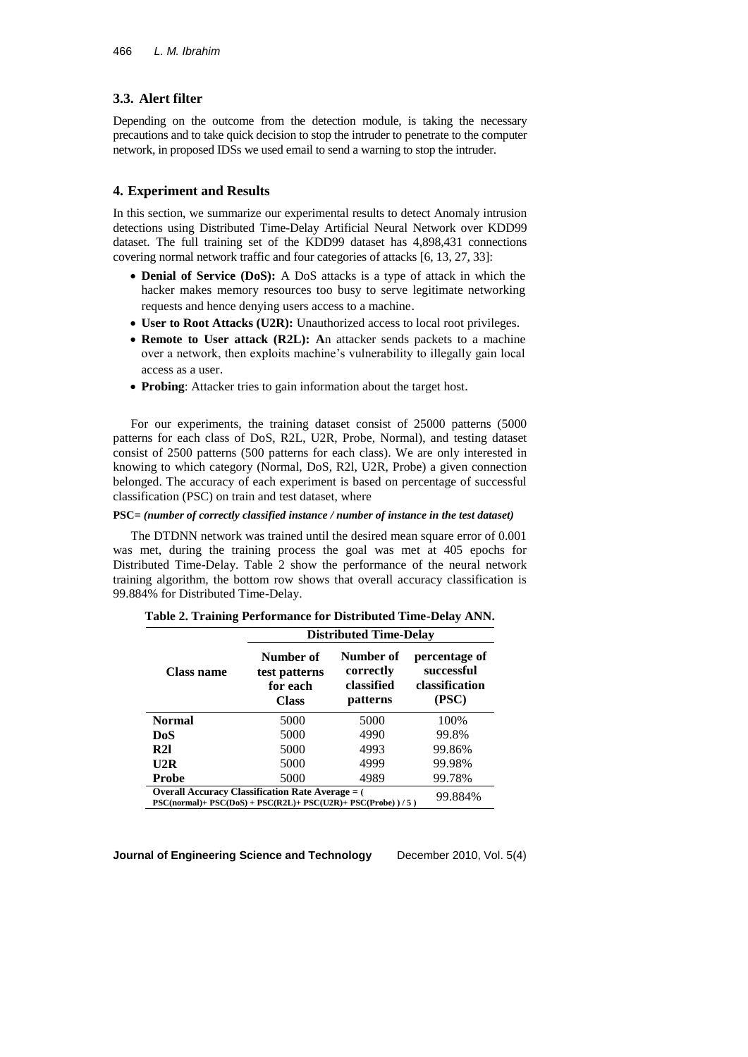### 3.3. Alert filter

Depending on the outcome from the detection module, is taking the necessary precautions and to take quick decision to stop the intruder to penetrate to the computer network, in proposed IDSs we used email to send a warning to stop the intruder.

## 4. Experiment and Results

In this section, we summarize our experimental results to detect Anomaly intrusion detections using Distributed Time-Delay Artificial Neural Network over KDD99 dataset. The full training set of the KDD99 dataset has 4,898,431 connections covering normal network traffic and four categories of attacks [6, 13, 27, 33]:

- **Denial of Service (DoS):** A DoS attacks is a type of attack in which the hacker makes memory resources too busy to serve legitimate networking requests and hence denying users access to a machine.
- **User to Root Attacks (U2R):** Unauthorized access to local root privileges.
- **Remote to User attack (R2L): A**n attacker sends packets to a machine over a network, then exploits machine's vulnerability to illegally gain local access as a user.
- **Probing**: Attacker tries to gain information about the target host.

For our experiments, the training dataset consist of 25000 patterns (5000 patterns for each class of DoS, R2L, U2R, Probe, Normal), and testing dataset consist of 2500 patterns (500 patterns for each class). We are only interested in knowing to which category (Normal, DoS, R2l, U2R, Probe) a given connection belonged. The accuracy of each experiment is based on percentage of successful classification (PSC) on train and test dataset, where

**PSC=** ***(number of correctly classified instance / number of instance in the test dataset)***

The DTDNN network was trained until the desired mean square error of 0.001 was met, during the training process the goal was met at 405 epochs for Distributed Time-Delay. Table 2 show the performance of the neural network training algorithm, the bottom row shows that overall accuracy classification is 99.884% for Distributed Time-Delay.

**Table 2. Training Performance for Distributed Time-Delay ANN.**

| | Distributed Time-Delay | | |
|---|---|---|---|
| **Class name** | **Number of test patterns for each Class** | **Number of correctly classified patterns** | **percentage of successful classification (PSC)** |
| **Normal** | 5000 | 5000 | 100% |
| **DoS** | 5000 | 4990 | 99.8% |
| **R2l** | 5000 | 4993 | 99.86% |
| **U2R** | 5000 | 4999 | 99.98% |
| **Probe** | 5000 | 4989 | 99.78% |
| **Overall Accuracy Classification Rate Average = ( PSC(normal)+ PSC(DoS) + PSC(R2L)+ PSC(U2R)+ PSC(Probe) ) / 5 )** | | | 99.884% |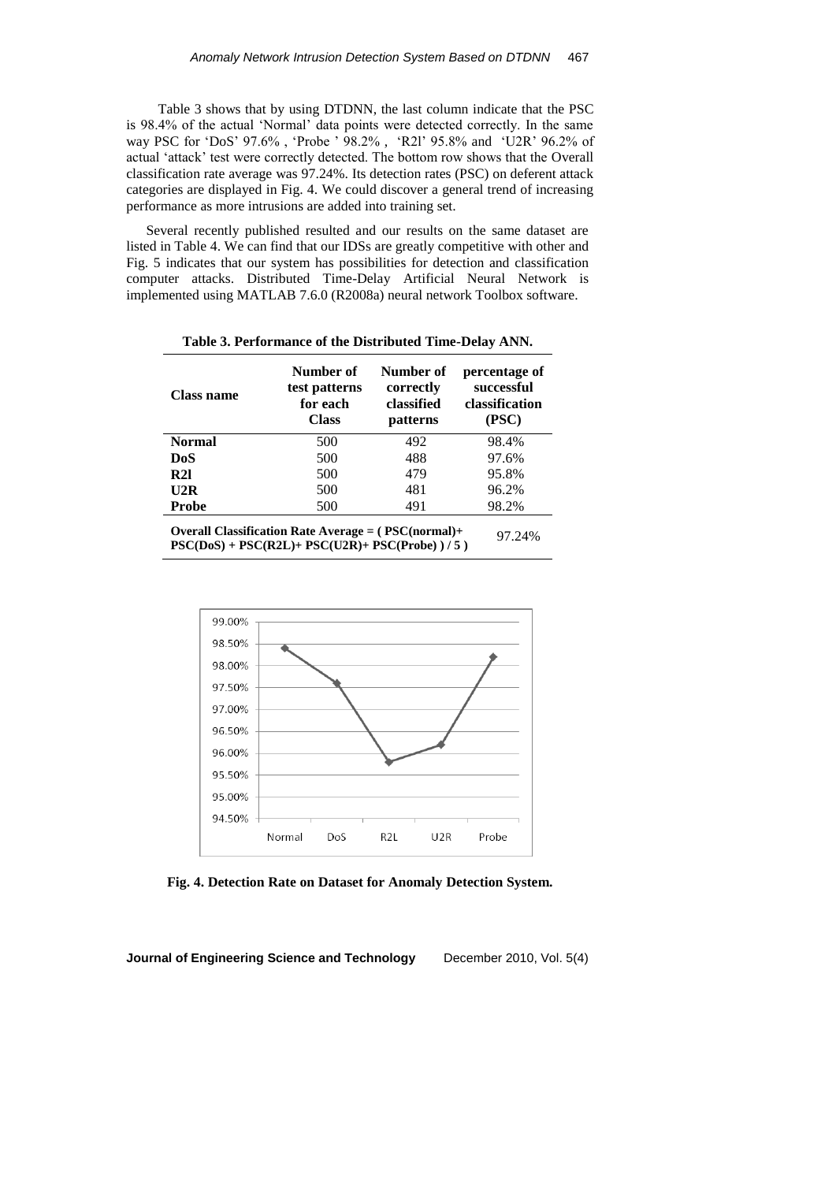Table 3 shows that by using DTDNN, the last column indicate that the PSC is 98.4% of the actual 'Normal' data points were detected correctly. In the same way PSC for 'DoS' 97.6% , 'Probe ' 98.2% , 'R2l' 95.8% and 'U2R' 96.2% of actual 'attack' test were correctly detected. The bottom row shows that the Overall classification rate average was 97.24%. Its detection rates (PSC) on deferent attack categories are displayed in Fig. 4. We could discover a general trend of increasing performance as more intrusions are added into training set.

Several recently published resulted and our results on the same dataset are listed in Table 4. We can find that our IDSs are greatly competitive with other and Fig. 5 indicates that our system has possibilities for detection and classification computer attacks. Distributed Time-Delay Artificial Neural Network is implemented using MATLAB 7.6.0 (R2008a) neural network Toolbox software.

**Table 3. Performance of the Distributed Time-Delay ANN.**

| Class name | Number of test patterns for each Class | Number of correctly classified patterns | percentage of successful classification (PSC) |
|---|---|---|---|
| **Normal** | 500 | 492 | 98.4% |
| **DoS** | 500 | 488 | 97.6% |
| **R2l** | 500 | 479 | 95.8% |
| **U2R** | 500 | 481 | 96.2% |
| **Probe** | 500 | 491 | 98.2% |
| **Overall Classification Rate Average = ( PSC(normal)+ PSC(DoS) + PSC(R2L)+ PSC(U2R)+ PSC(Probe) ) / 5 )** | | | 97.24% |

**Fig. 4. Detection Rate on Dataset for Anomaly Detection System.**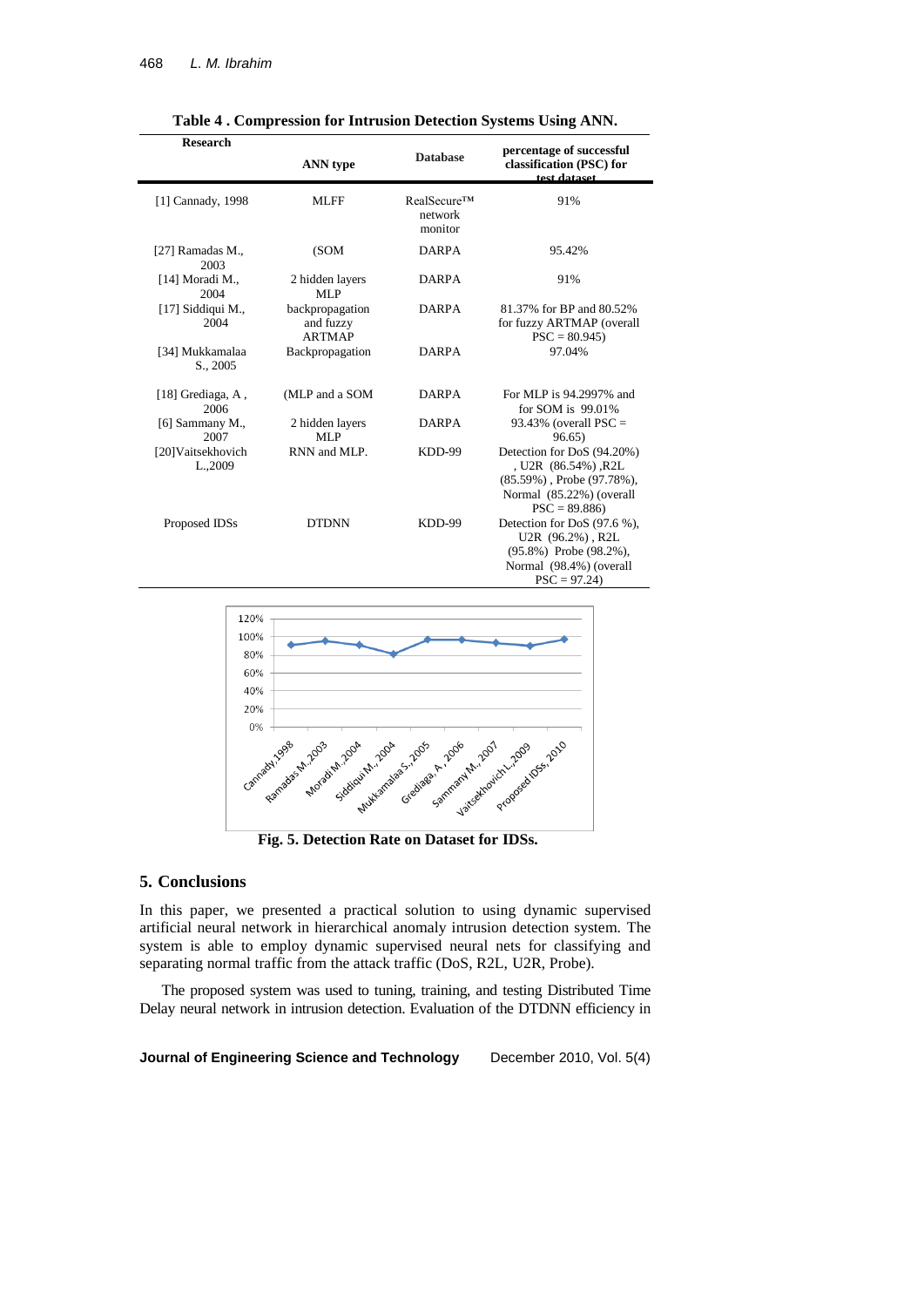**Table 4 . Compression for Intrusion Detection Systems Using ANN.**

| Research | ANN type | Database | percentage of successful classification (PSC) for test dataset |
|---|---|---|---|
| [1] Cannady, 1998 | MLFF | RealSecure™ network monitor | 91% |
| [27] Ramadas M., 2003 | (SOM | DARPA | 95.42% |
| [14] Moradi M., 2004 | 2 hidden layers MLP | DARPA | 91% |
| [17] Siddiqui M., 2004 | backpropagation and fuzzy ARTMAP | DARPA | 81.37% for BP and 80.52% for fuzzy ARTMAP (overall PSC = 80.945) |
| [34] Mukkamalaa S., 2005 | Backpropagation | DARPA | 97.04% |
| [18] Grediaga, A , 2006 | (MLP and a SOM | DARPA | For MLP is 94.2997% and for SOM is 99.01% |
| [6] Sammany M., 2007 | 2 hidden layers MLP | DARPA | 93.43% (overall PSC = 96.65) |
| [20]Vaitsekhovich L.,2009 | RNN and MLP. | KDD-99 | Detection for DoS (94.20%) , U2R (86.54%) ,R2L (85.59%) , Probe (97.78%), Normal (85.22%) (overall PSC = 89.886) |
| Proposed IDSs | DTDNN | KDD-99 | Detection for DoS (97.6 %), U2R (96.2%) , R2L (95.8%) Probe (98.2%), Normal (98.4%) (overall PSC = 97.24) |

**Fig. 5. Detection Rate on Dataset for IDSs.**

## 5. Conclusions

In this paper, we presented a practical solution to using dynamic supervised artificial neural network in hierarchical anomaly intrusion detection system. The system is able to employ dynamic supervised neural nets for classifying and separating normal traffic from the attack traffic (DoS, R2L, U2R, Probe).

The proposed system was used to tuning, training, and testing Distributed Time Delay neural network in intrusion detection. Evaluation of the DTDNN efficiency in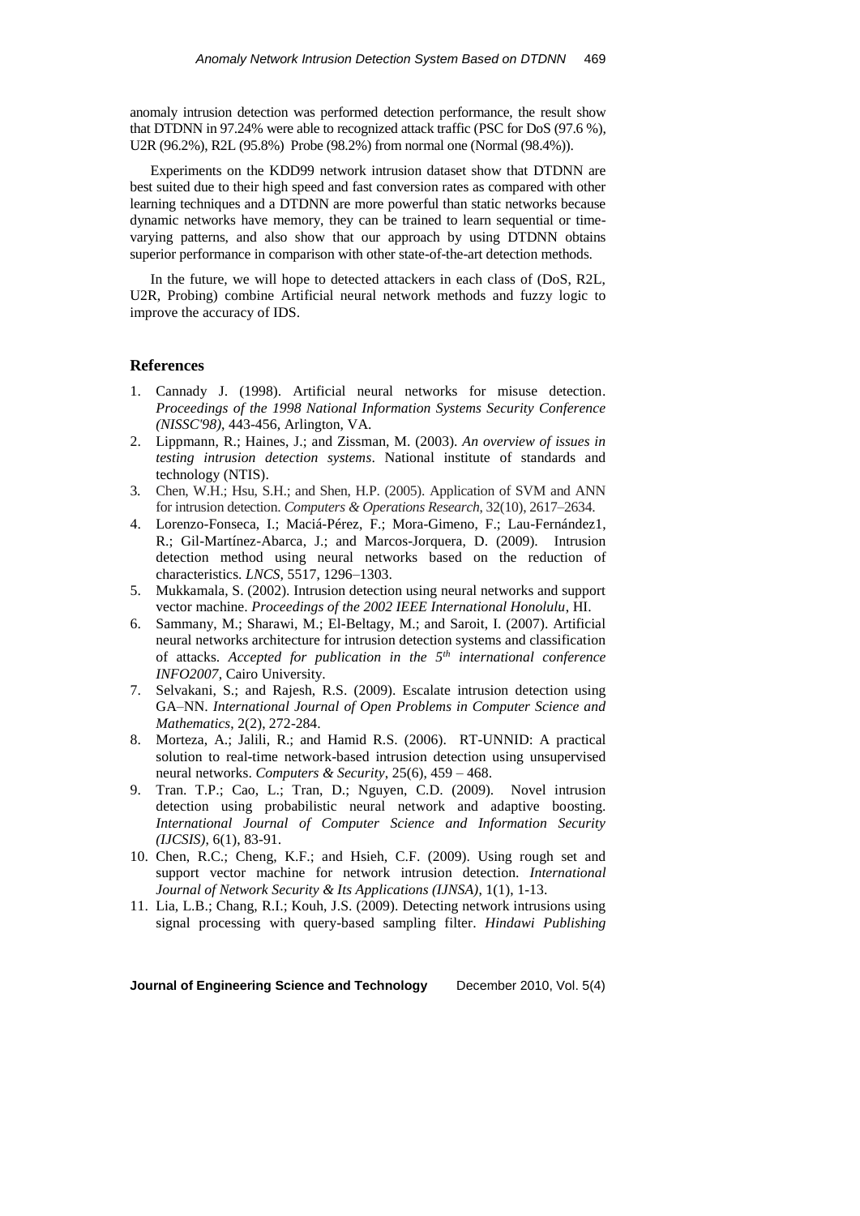anomaly intrusion detection was performed detection performance, the result show that DTDNN in 97.24% were able to recognized attack traffic (PSC for DoS (97.6 %), U2R (96.2%), R2L (95.8%) Probe (98.2%) from normal one (Normal (98.4%)).

Experiments on the KDD99 network intrusion dataset show that DTDNN are best suited due to their high speed and fast conversion rates as compared with other learning techniques and a DTDNN are more powerful than static networks because dynamic networks have memory, they can be trained to learn sequential or time-varying patterns, and also show that our approach by using DTDNN obtains superior performance in comparison with other state-of-the-art detection methods.

In the future, we will hope to detected attackers in each class of (DoS, R2L, U2R, Probing) combine Artificial neural network methods and fuzzy logic to improve the accuracy of IDS.

## References

1. Cannady J. (1998). Artificial neural networks for misuse detection. *Proceedings of the 1998 National Information Systems Security Conference (NISSC'98)*, 443-456, Arlington, VA.
2. Lippmann, R.; Haines, J.; and Zissman, M. (2003). *An overview of issues in testing intrusion detection systems*. National institute of standards and technology (NTIS).
3. Chen, W.H.; Hsu, S.H.; and Shen, H.P. (2005). Application of SVM and ANN for intrusion detection. *Computers & Operations Research*, 32(10), 2617–2634.
4. Lorenzo-Fonseca, I.; Maciá-Pérez, F.; Mora-Gimeno, F.; Lau-Fernández1, R.; Gil-Martínez-Abarca, J.; and Marcos-Jorquera, D. (2009). Intrusion detection method using neural networks based on the reduction of characteristics. *LNCS*, 5517, 1296–1303.
5. Mukkamala, S. (2002). Intrusion detection using neural networks and support vector machine. *Proceedings of the 2002 IEEE International Honolulu*, HI.
6. Sammany, M.; Sharawi, M.; El-Beltagy, M.; and Saroit, I. (2007). Artificial neural networks architecture for intrusion detection systems and classification of attacks. *Accepted for publication in the 5th international conference INFO2007*, Cairo University.
7. Selvakani, S.; and Rajesh, R.S. (2009). Escalate intrusion detection using GA–NN. *International Journal of Open Problems in Computer Science and Mathematics*, 2(2), 272-284.
8. Morteza, A.; Jalili, R.; and Hamid R.S. (2006). RT-UNNID: A practical solution to real-time network-based intrusion detection using unsupervised neural networks. *Computers & Security*, 25(6), 459 – 468.
9. Tran. T.P.; Cao, L.; Tran, D.; Nguyen, C.D. (2009). Novel intrusion detection using probabilistic neural network and adaptive boosting. *International Journal of Computer Science and Information Security (IJCSIS)*, 6(1), 83-91.
10. Chen, R.C.; Cheng, K.F.; and Hsieh, C.F. (2009). Using rough set and support vector machine for network intrusion detection. *International Journal of Network Security & Its Applications (IJNSA)*, 1(1), 1-13.
11. Lia, L.B.; Chang, R.I.; Kouh, J.S. (2009). Detecting network intrusions using signal processing with query-based sampling filter. *Hindawi Publishing*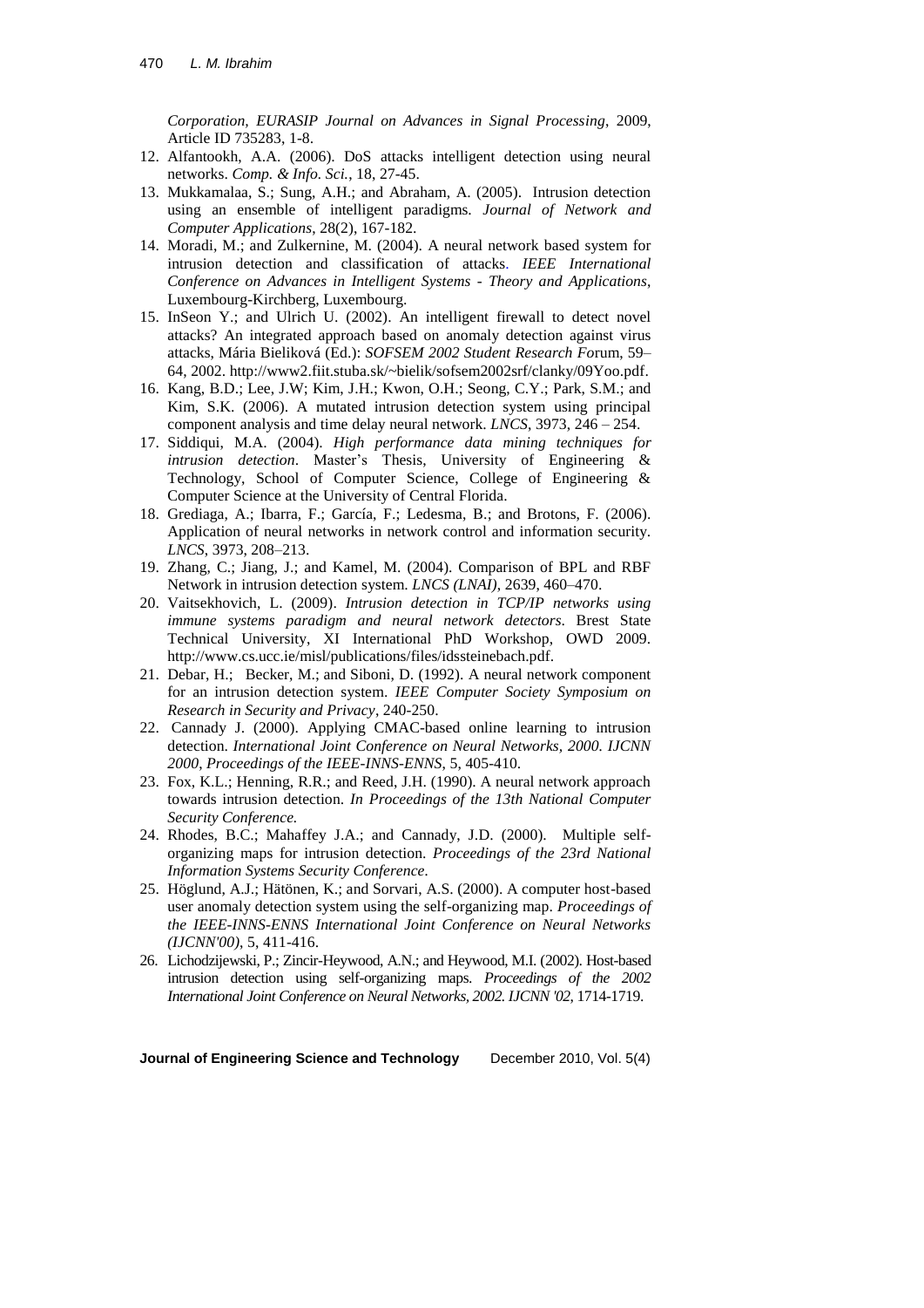*Corporation, EURASIP Journal on Advances in Signal Processing*, 2009, Article ID 735283, 1-8.

12. Alfantookh, A.A. (2006). DoS attacks intelligent detection using neural networks. *Comp. & Info. Sci.*, 18, 27-45.
13. Mukkamalaa, S.; Sung, A.H.; and Abraham, A. (2005). Intrusion detection using an ensemble of intelligent paradigms. *Journal of Network and Computer Applications*, 28(2), 167-182.
14. Moradi, M.; and Zulkernine, M. (2004). A neural network based system for intrusion detection and classification of attacks. *IEEE International Conference on Advances in Intelligent Systems - Theory and Applications*, Luxembourg-Kirchberg, Luxembourg.
15. InSeon Y.; and Ulrich U. (2002). An intelligent firewall to detect novel attacks? An integrated approach based on anomaly detection against virus attacks, Mária Bieliková (Ed.): *SOFSEM 2002 Student Research Fo*rum, 59–64, 2002. http://www2.fiit.stuba.sk/~bielik/sofsem2002srf/clanky/09Yoo.pdf.
16. Kang, B.D.; Lee, J.W; Kim, J.H.; Kwon, O.H.; Seong, C.Y.; Park, S.M.; and Kim, S.K. (2006). A mutated intrusion detection system using principal component analysis and time delay neural network. *LNCS*, 3973, 246 – 254.
17. Siddiqui, M.A. (2004). *High performance data mining techniques for intrusion detection*. Master's Thesis, University of Engineering & Technology, School of Computer Science, College of Engineering & Computer Science at the University of Central Florida.
18. Grediaga, A.; Ibarra, F.; García, F.; Ledesma, B.; and Brotons, F. (2006). Application of neural networks in network control and information security. *LNCS*, 3973, 208–213.
19. Zhang, C.; Jiang, J.; and Kamel, M. (2004). Comparison of BPL and RBF Network in intrusion detection system. *LNCS (LNAI)*, 2639, 460–470.
20. Vaitsekhovich, L. (2009). *Intrusion detection in TCP/IP networks using immune systems paradigm and neural network detectors*. Brest State Technical University, XI International PhD Workshop, OWD 2009. http://www.cs.ucc.ie/misl/publications/files/idssteinebach.pdf.
21. Debar, H.; Becker, M.; and Siboni, D. (1992). A neural network component for an intrusion detection system. *IEEE Computer Society Symposium on Research in Security and Privacy*, 240-250.
22. Cannady J. (2000). Applying CMAC-based online learning to intrusion detection. *International Joint Conference on Neural Networks, 2000. IJCNN 2000, Proceedings of the IEEE-INNS-ENNS*, 5, 405-410.
23. Fox, K.L.; Henning, R.R.; and Reed, J.H. (1990). A neural network approach towards intrusion detection. *In Proceedings of the 13th National Computer Security Conference.*
24. Rhodes, B.C.; Mahaffey J.A.; and Cannady, J.D. (2000). Multiple self-organizing maps for intrusion detection. *Proceedings of the 23rd National Information Systems Security Conference*.
25. Höglund, A.J.; Hätönen, K.; and Sorvari, A.S. (2000). A computer host-based user anomaly detection system using the self-organizing map. *Proceedings of the IEEE-INNS-ENNS International Joint Conference on Neural Networks (IJCNN'00)*, 5, 411-416.
26. Lichodzijewski, P.; Zincir-Heywood, A.N.; and Heywood, M.I. (2002). Host-based intrusion detection using self-organizing maps. *Proceedings of the 2002 International Joint Conference on Neural Networks, 2002. IJCNN '02*, 1714-1719.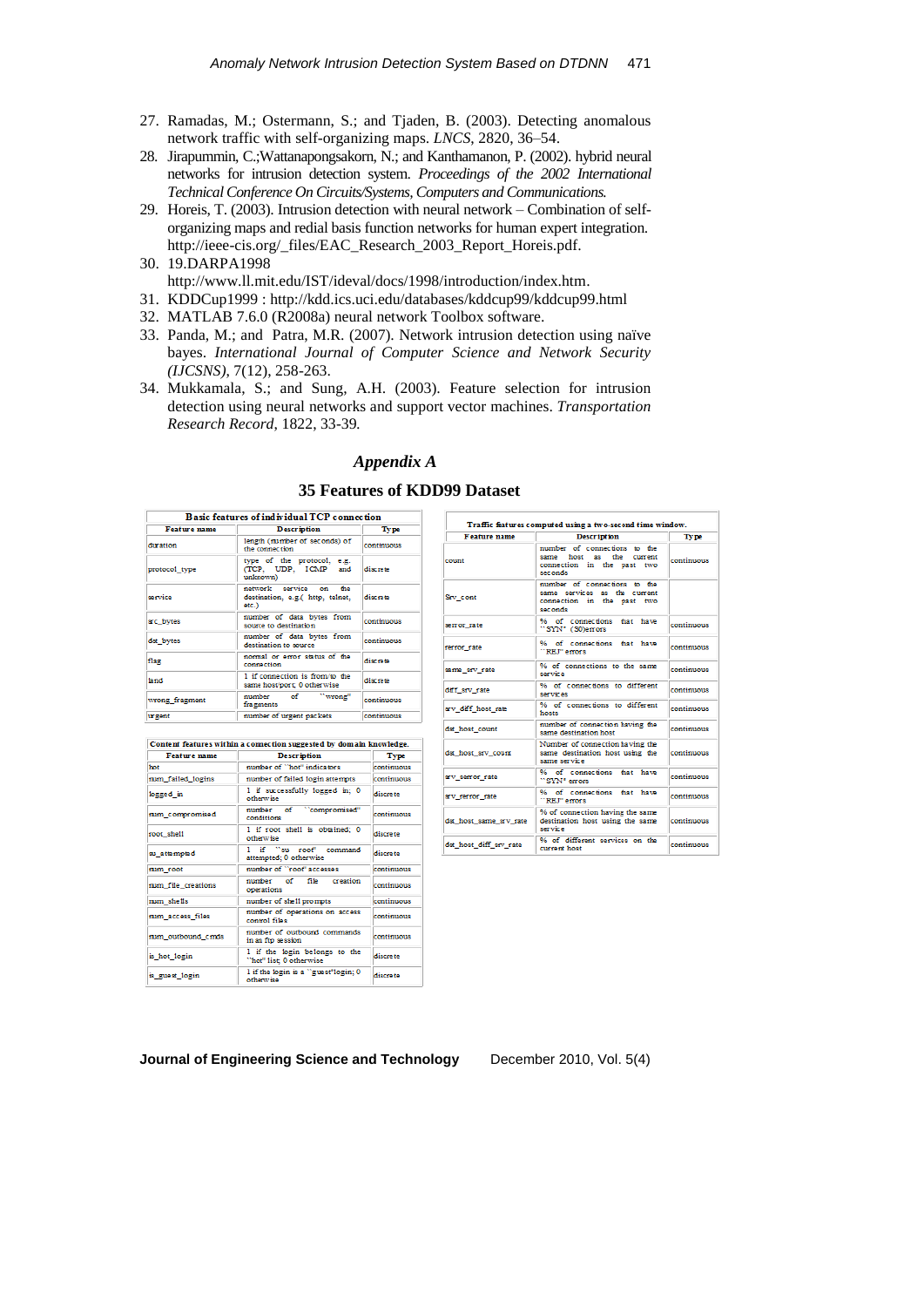27. Ramadas, M.; Ostermann, S.; and Tjaden, B. (2003). Detecting anomalous network traffic with self-organizing maps. *LNCS*, 2820, 36–54.
28. Jirapummin, C.;Wattanapongsakorn, N.; and Kanthamanon, P. (2002). hybrid neural networks for intrusion detection system. *Proceedings of the 2002 International Technical Conference On Circuits/Systems, Computers and Communications.*
29. Horeis, T. (2003). Intrusion detection with neural network – Combination of self-organizing maps and redial basis function networks for human expert integration. http://ieee-cis.org/_files/EAC_Research_2003_Report_Horeis.pdf.
30. 19.DARPA1998 http://www.ll.mit.edu/IST/ideval/docs/1998/introduction/index.htm.
31. KDDCup1999 : http://kdd.ics.uci.edu/databases/kddcup99/kddcup99.html
32. MATLAB 7.6.0 (R2008a) neural network Toolbox software.
33. Panda, M.; and Patra, M.R. (2007). Network intrusion detection using naïve bayes. *International Journal of Computer Science and Network Security (IJCSNS)*, 7(12), 258-263.
34. Mukkamala, S.; and Sung, A.H. (2003). Feature selection for intrusion detection using neural networks and support vector machines. *Transportation Research Record*, 1822, 33-39.

## *Appendix A*

## 35 Features of KDD99 Dataset

**Basic features of individual TCP connection**

| Feature name | Description | Type |
|---|---|---|
| duration | length (number of seconds) of the connection | continuous |
| protocol_type | type of the protocol, e.g. (TCP, UDP, ICMP and unknown) | discrete |
| service | network service on the destination, e.g.( http, telnet, etc.) | discrete |
| src_bytes | number of data bytes from source to destination | continuous |
| dst_bytes | number of data bytes from destination to source | continuous |
| flag | normal or error status of the connection | discrete |
| land | 1 if connection is from/to the same host/port; 0 otherwise | discrete |
| wrong_fragment | number of "wrong" fragments | continuous |
| urgent | number of urgent packets | continuous |

**Content features within a connection suggested by domain knowledge.**

| Feature name | Description | Type |
|---|---|---|
| hot | number of "hot" indicators | continuous |
| num_failed_logins | number of failed login attempts | continuous |
| logged_in | 1 if successfully logged in; 0 otherwise | discrete |
| num_compromised | number of "compromised" conditions | continuous |
| root_shell | 1 if root shell is obtained; 0 otherwise | discrete |
| su_attempted | 1 if "su root" command attempted; 0 otherwise | discrete |
| num_root | number of "root" accesses | continuous |
| num_file_creations | number of file creation operations | continuous |
| num_shells | number of shell prompts | continuous |
| num_access_files | number of operations on access control files | continuous |
| num_outbound_cmds | number of outbound commands in an ftp session | continuous |
| is_hot_login | 1 if the login belongs to the "hot" list; 0 otherwise | discrete |
| is_guest_login | 1 if the login is a "guest"login; 0 otherwise | discrete |

**Traffic features computed using a two-second time window.**

| Feature name | Description | Type |
|---|---|---|
| count | number of connections to the same host as the current connection in the past two seconds | continuous |
| Srv_cont | number of connections to the same services as the current connection in the past two seconds | |
| serror_rate | % of connections that have "SYN" (SO)errors | continuous |
| rerror_rate | % of connections that have "REJ" errors | continuous |
| same_srv_rate | % of connections to the same service | continuous |
| diff_srv_rate | % of connections to different services | continuous |
| srv_diff_host_rate | % of connections to different hosts | continuous |
| dst_host_count | number of connection having the same destination host | continuous |
| dst_host_srv_count | Number of connection having the same destination host using the same service | continuous |
| srv_serror_rate | % of connections that have "SYN" errors | continuous |
| srv_rerror_rate | % of connections that have "REJ" errors | continuous |
| dst_host_same_srv_rate | % of connection having the same destination host using the same service | continuous |
| dst_host_diff_srv_rate | % of different services on the current host | continuous |